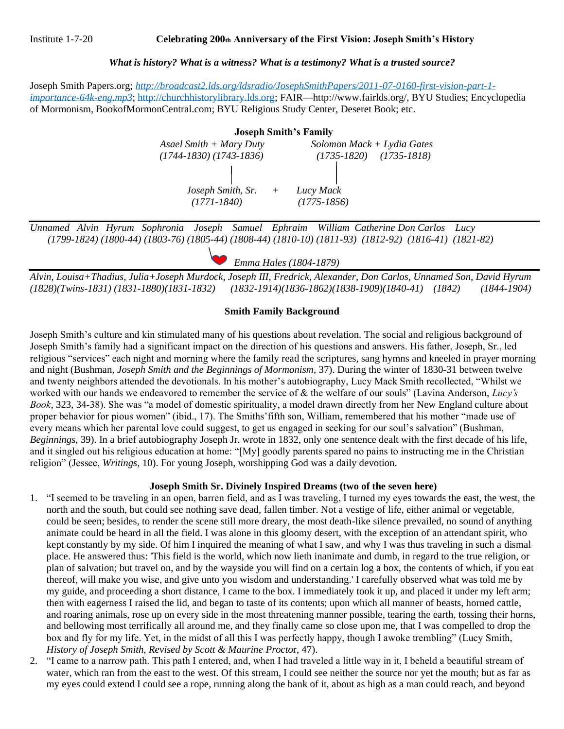Institute 1-7-20 **Celebrating 200th Anniversary of the First Vision: Joseph Smith's History**

***What is history? What is a witness? What is a testimony? What is a trusted source?***

Joseph Smith Papers.org; *http://broadcast2.lds.org/ldsradio/JosephSmithPapers/2011-07-0160-first-vision-part-1-importance-64k-eng.mp3*; http://churchhistorylibrary.lds.org; FAIR—http://www.fairlds.org/, BYU Studies; Encyclopedia of Mormonism, BookofMormonCentral.com; BYU Religious Study Center, Deseret Book; etc.

**Joseph Smith's Family**

*Asael Smith + Mary Duty (1744-1830) (1743-1836)* — *Solomon Mack + Lydia Gates (1735-1820) (1735-1818)*

*Joseph Smith, Sr. (1771-1840)* + *Lucy Mack (1775-1856)*

*Unnamed Alvin Hyrum Sophronia Joseph Samuel Ephraim William Catherine Don Carlos Lucy*
*(1799-1824) (1800-44) (1803-76) (1805-44) (1808-44) (1810-10) (1811-93) (1812-92) (1816-41) (1821-82)*

*Emma Hales (1804-1879)*

*Alvin, Louisa+Thadius, Julia+Joseph Murdock, Joseph III, Fredrick, Alexander, Don Carlos, Unnamed Son, David Hyrum*
*(1828)(Twins-1831) (1831-1880)(1831-1832) (1832-1914)(1836-1862)(1838-1909)(1840-41) (1842) (1844-1904)*

**Smith Family Background**

Joseph Smith's culture and kin stimulated many of his questions about revelation. The social and religious background of Joseph Smith's family had a significant impact on the direction of his questions and answers. His father, Joseph, Sr., led religious "services" each night and morning where the family read the scriptures, sang hymns and kneeled in prayer morning and night (Bushman, *Joseph Smith and the Beginnings of Mormonism*, 37). During the winter of 1830-31 between twelve and twenty neighbors attended the devotionals. In his mother's autobiography, Lucy Mack Smith recollected, "Whilst we worked with our hands we endeavored to remember the service of & the welfare of our souls" (Lavina Anderson, *Lucy's Book*, 323, 34-38). She was "a model of domestic spirituality, a model drawn directly from her New England culture about proper behavior for pious women" (ibid., 17). The Smiths'fifth son, William, remembered that his mother "made use of every means which her parental love could suggest, to get us engaged in seeking for our soul's salvation" (Bushman, *Beginnings,* 39). In a brief autobiography Joseph Jr. wrote in 1832, only one sentence dealt with the first decade of his life, and it singled out his religious education at home: "[My] goodly parents spared no pains to instructing me in the Christian religion" (Jessee, *Writings,* 10). For young Joseph, worshipping God was a daily devotion.

**Joseph Smith Sr. Divinely Inspired Dreams (two of the seven here)**

1. "I seemed to be traveling in an open, barren field, and as I was traveling, I turned my eyes towards the east, the west, the north and the south, but could see nothing save dead, fallen timber. Not a vestige of life, either animal or vegetable, could be seen; besides, to render the scene still more dreary, the most death-like silence prevailed, no sound of anything animate could be heard in all the field. I was alone in this gloomy desert, with the exception of an attendant spirit, who kept constantly by my side. Of him I inquired the meaning of what I saw, and why I was thus traveling in such a dismal place. He answered thus: 'This field is the world, which now lieth inanimate and dumb, in regard to the true religion, or plan of salvation; but travel on, and by the wayside you will find on a certain log a box, the contents of which, if you eat thereof, will make you wise, and give unto you wisdom and understanding.' I carefully observed what was told me by my guide, and proceeding a short distance, I came to the box. I immediately took it up, and placed it under my left arm; then with eagerness I raised the lid, and began to taste of its contents; upon which all manner of beasts, horned cattle, and roaring animals, rose up on every side in the most threatening manner possible, tearing the earth, tossing their horns, and bellowing most terrifically all around me, and they finally came so close upon me, that I was compelled to drop the box and fly for my life. Yet, in the midst of all this I was perfectly happy, though I awoke trembling" (Lucy Smith, *History of Joseph Smith, Revised by Scott & Maurine Procto*r, 47).
2. "I came to a narrow path. This path I entered, and, when I had traveled a little way in it, I beheld a beautiful stream of water, which ran from the east to the west. Of this stream, I could see neither the source nor yet the mouth; but as far as my eyes could extend I could see a rope, running along the bank of it, about as high as a man could reach, and beyond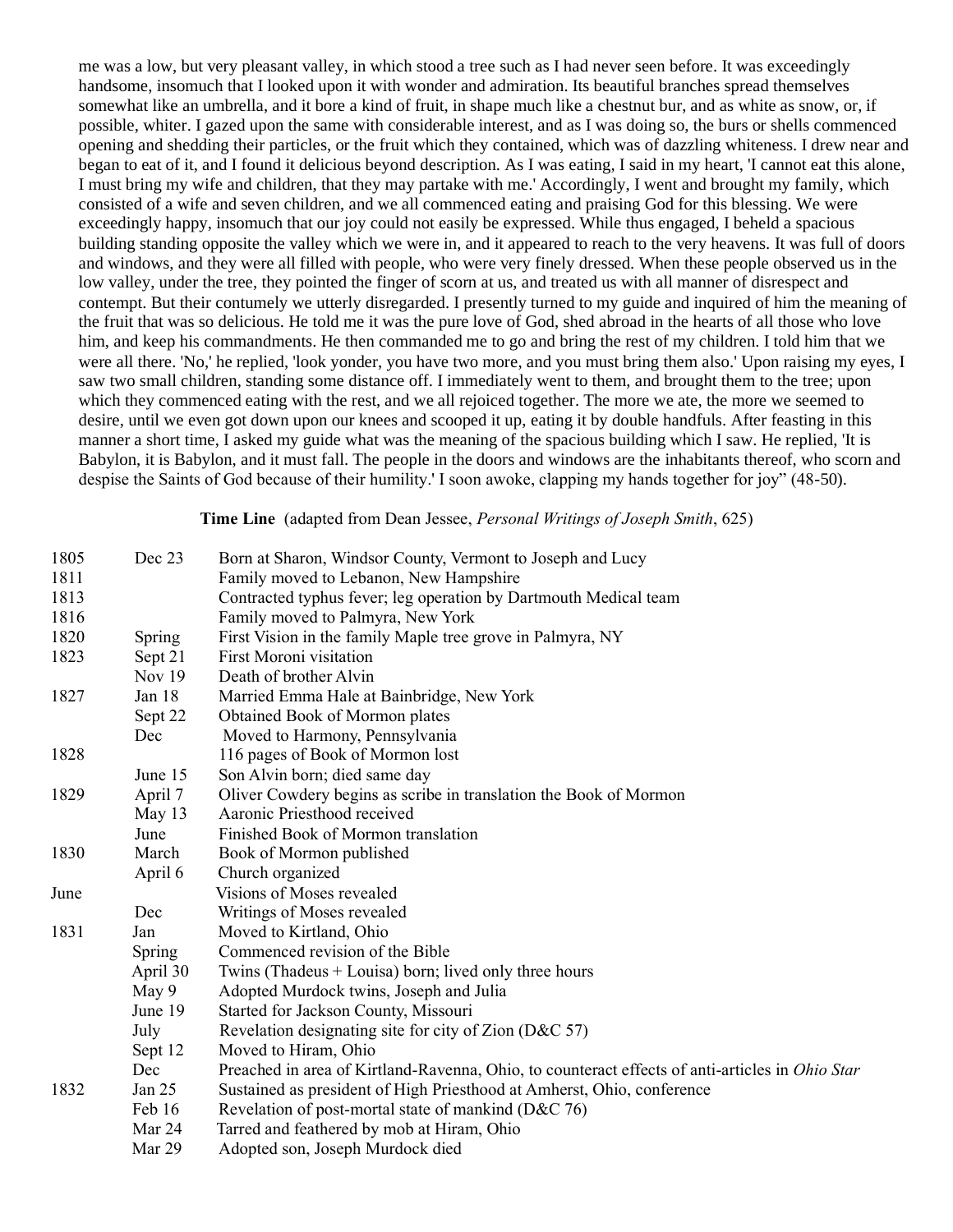me was a low, but very pleasant valley, in which stood a tree such as I had never seen before. It was exceedingly handsome, insomuch that I looked upon it with wonder and admiration. Its beautiful branches spread themselves somewhat like an umbrella, and it bore a kind of fruit, in shape much like a chestnut bur, and as white as snow, or, if possible, whiter. I gazed upon the same with considerable interest, and as I was doing so, the burs or shells commenced opening and shedding their particles, or the fruit which they contained, which was of dazzling whiteness. I drew near and began to eat of it, and I found it delicious beyond description. As I was eating, I said in my heart, 'I cannot eat this alone, I must bring my wife and children, that they may partake with me.' Accordingly, I went and brought my family, which consisted of a wife and seven children, and we all commenced eating and praising God for this blessing. We were exceedingly happy, insomuch that our joy could not easily be expressed. While thus engaged, I beheld a spacious building standing opposite the valley which we were in, and it appeared to reach to the very heavens. It was full of doors and windows, and they were all filled with people, who were very finely dressed. When these people observed us in the low valley, under the tree, they pointed the finger of scorn at us, and treated us with all manner of disrespect and contempt. But their contumely we utterly disregarded. I presently turned to my guide and inquired of him the meaning of the fruit that was so delicious. He told me it was the pure love of God, shed abroad in the hearts of all those who love him, and keep his commandments. He then commanded me to go and bring the rest of my children. I told him that we were all there. 'No,' he replied, 'look yonder, you have two more, and you must bring them also.' Upon raising my eyes, I saw two small children, standing some distance off. I immediately went to them, and brought them to the tree; upon which they commenced eating with the rest, and we all rejoiced together. The more we ate, the more we seemed to desire, until we even got down upon our knees and scooped it up, eating it by double handfuls. After feasting in this manner a short time, I asked my guide what was the meaning of the spacious building which I saw. He replied, 'It is Babylon, it is Babylon, and it must fall. The people in the doors and windows are the inhabitants thereof, who scorn and despise the Saints of God because of their humility.' I soon awoke, clapping my hands together for joy" (48-50).

**Time Line** (adapted from Dean Jessee, *Personal Writings of Joseph Smith*, 625)

| | | |
|---|---|---|
| 1805 | Dec 23 | Born at Sharon, Windsor County, Vermont to Joseph and Lucy |
| 1811 | | Family moved to Lebanon, New Hampshire |
| 1813 | | Contracted typhus fever; leg operation by Dartmouth Medical team |
| 1816 | | Family moved to Palmyra, New York |
| 1820 | Spring | First Vision in the family Maple tree grove in Palmyra, NY |
| 1823 | Sept 21 | First Moroni visitation |
| | Nov 19 | Death of brother Alvin |
| 1827 | Jan 18 | Married Emma Hale at Bainbridge, New York |
| | Sept 22 | Obtained Book of Mormon plates |
| | Dec | Moved to Harmony, Pennsylvania |
| 1828 | | 116 pages of Book of Mormon lost |
| | June 15 | Son Alvin born; died same day |
| 1829 | April 7 | Oliver Cowdery begins as scribe in translation the Book of Mormon |
| | May 13 | Aaronic Priesthood received |
| | June | Finished Book of Mormon translation |
| 1830 | March | Book of Mormon published |
| | April 6 | Church organized |
| June | | Visions of Moses revealed |
| | Dec | Writings of Moses revealed |
| 1831 | Jan | Moved to Kirtland, Ohio |
| | Spring | Commenced revision of the Bible |
| | April 30 | Twins (Thadeus + Louisa) born; lived only three hours |
| | May 9 | Adopted Murdock twins, Joseph and Julia |
| | June 19 | Started for Jackson County, Missouri |
| | July | Revelation designating site for city of Zion (D&C 57) |
| | Sept 12 | Moved to Hiram, Ohio |
| | Dec | Preached in area of Kirtland-Ravenna, Ohio, to counteract effects of anti-articles in *Ohio Star* |
| 1832 | Jan 25 | Sustained as president of High Priesthood at Amherst, Ohio, conference |
| | Feb 16 | Revelation of post-mortal state of mankind (D&C 76) |
| | Mar 24 | Tarred and feathered by mob at Hiram, Ohio |
| | Mar 29 | Adopted son, Joseph Murdock died |